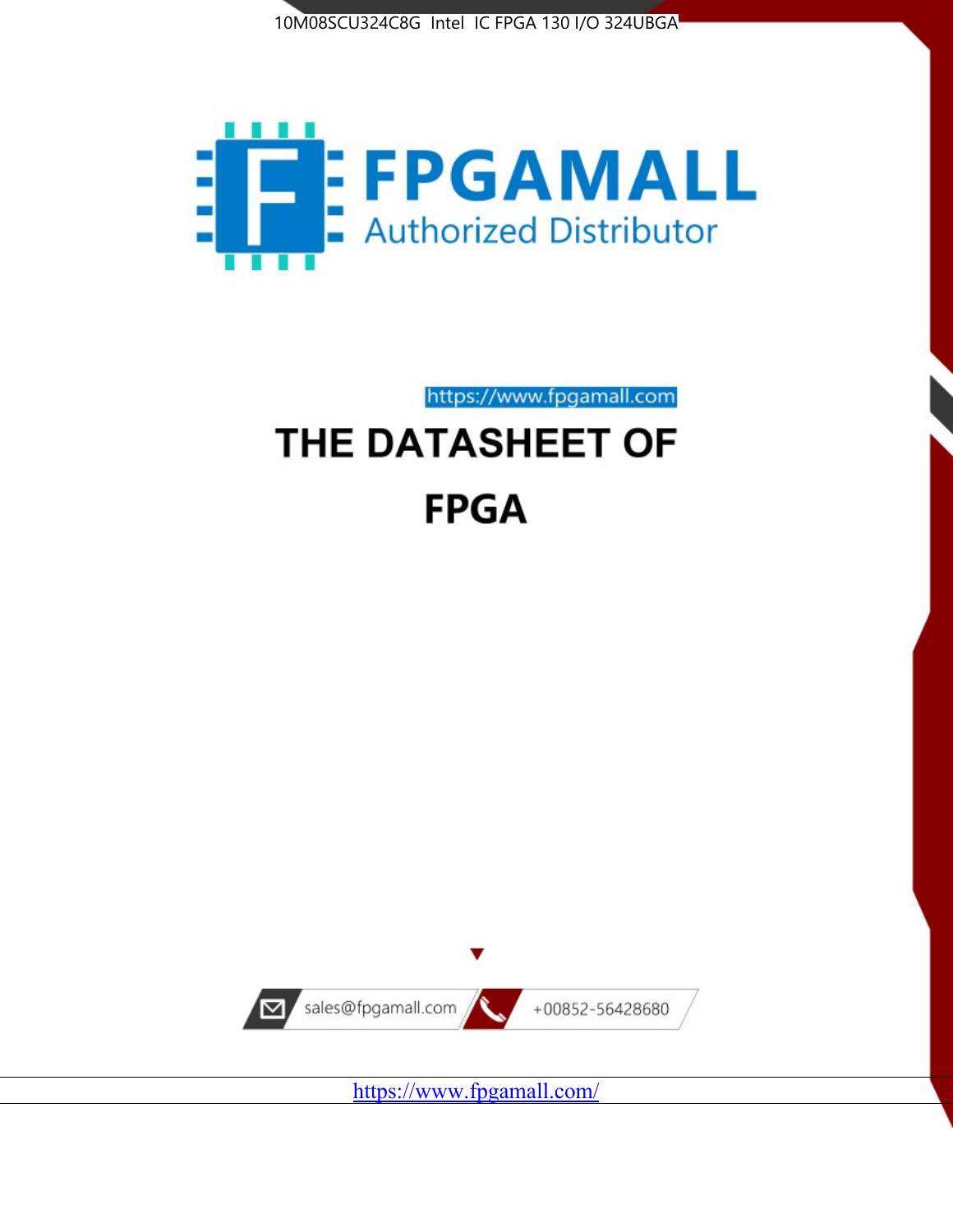10M08SCU324C8G Intel IC FPGA 130 I/O 324UBGA

# FPGAMALL

Authorized Distributor

https://www.fpgamall.com

# THE DATASHEET OF FPGA

sales@fpgamall.com

+00852-56428680

https://www.fpgamall.com/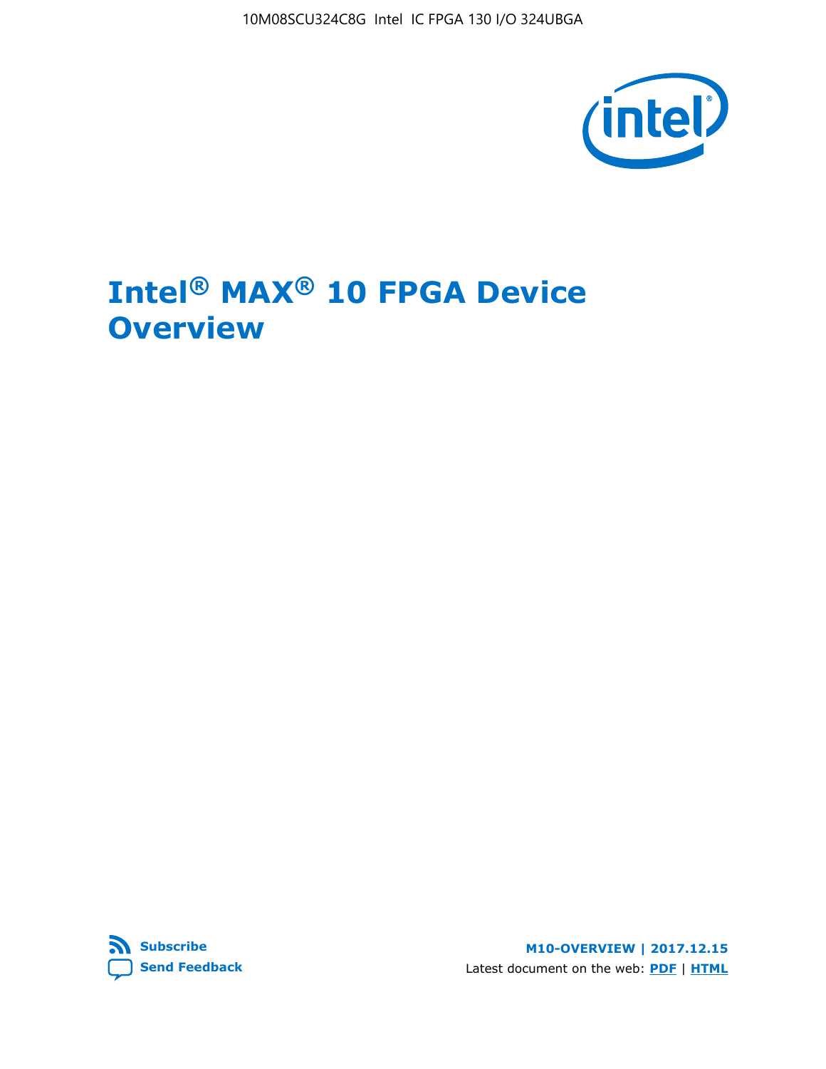# Intel® MAX® 10 FPGA Device Overview

**Subscribe**

**Send Feedback**

**M10-OVERVIEW | 2017.12.15**

Latest document on the web: **PDF** | **HTML**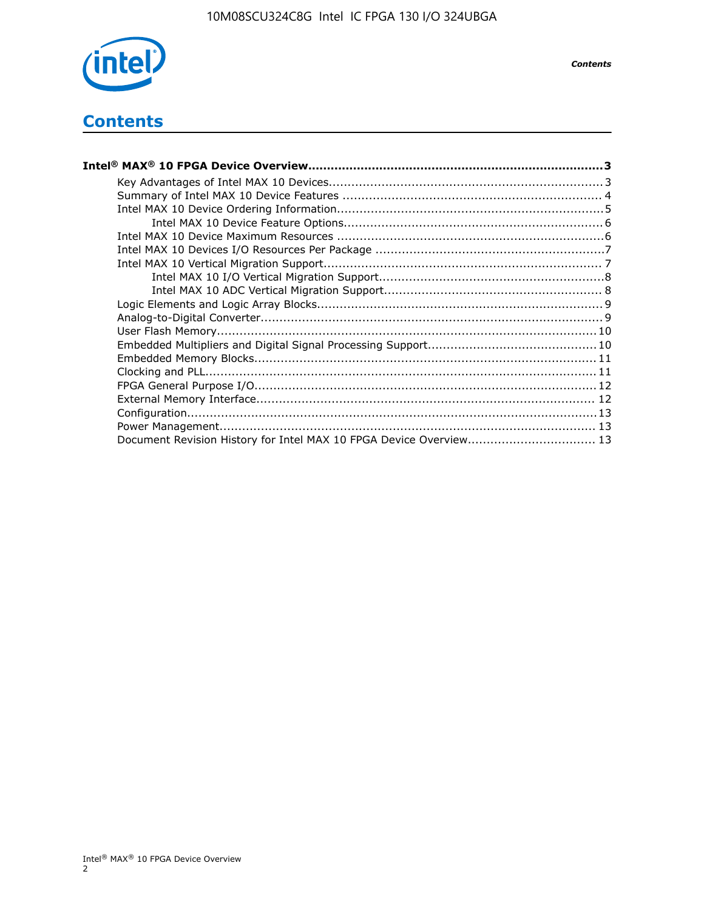# Contents

**Intel® MAX® 10 FPGA Device Overview....................................................................................3**

- Key Advantages of Intel MAX 10 Devices........................................................................3
- Summary of Intel MAX 10 Device Features .....................................................................4
- Intel MAX 10 Device Ordering Information.......................................................................5
    - Intel MAX 10 Device Feature Options.....................................................................6
- Intel MAX 10 Device Maximum Resources .......................................................................6
- Intel MAX 10 Devices I/O Resources Per Package .............................................................7
- Intel MAX 10 Vertical Migration Support..........................................................................7
    - Intel MAX 10 I/O Vertical Migration Support............................................................8
    - Intel MAX 10 ADC Vertical Migration Support..........................................................8
- Logic Elements and Logic Array Blocks............................................................................9
- Analog-to-Digital Converter...........................................................................................9
- User Flash Memory.....................................................................................................10
- Embedded Multipliers and Digital Signal Processing Support.............................................10
- Embedded Memory Blocks...........................................................................................11
- Clocking and PLL........................................................................................................11
- FPGA General Purpose I/O...........................................................................................12
- External Memory Interface.........................................................................................12
- Configuration.............................................................................................................13
- Power Management...................................................................................................13
- Document Revision History for Intel MAX 10 FPGA Device Overview..................................13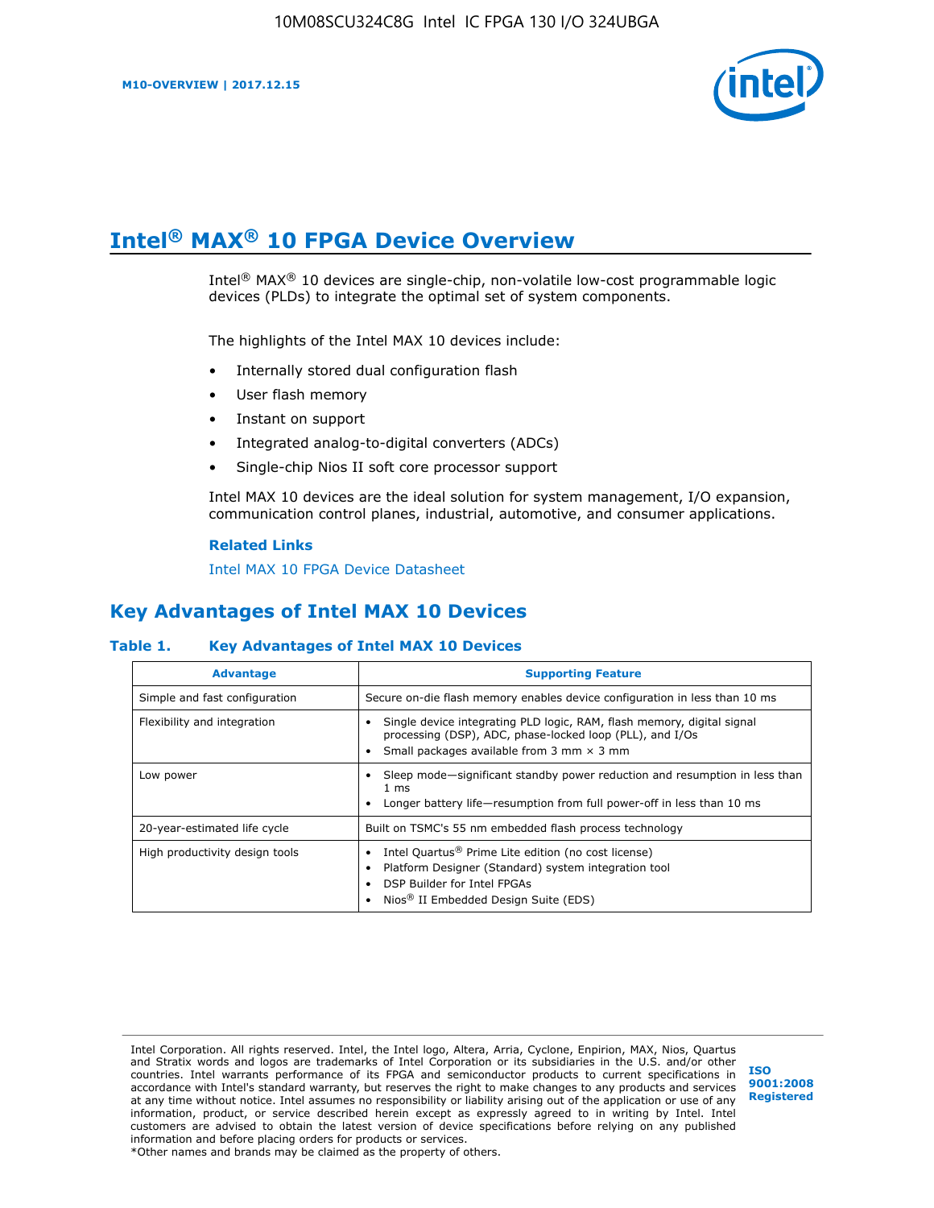# Intel® MAX® 10 FPGA Device Overview

Intel® MAX® 10 devices are single-chip, non-volatile low-cost programmable logic devices (PLDs) to integrate the optimal set of system components.

The highlights of the Intel MAX 10 devices include:

- Internally stored dual configuration flash
- User flash memory
- Instant on support
- Integrated analog-to-digital converters (ADCs)
- Single-chip Nios II soft core processor support

Intel MAX 10 devices are the ideal solution for system management, I/O expansion, communication control planes, industrial, automotive, and consumer applications.

**Related Links**

Intel MAX 10 FPGA Device Datasheet

## Key Advantages of Intel MAX 10 Devices

**Table 1. Key Advantages of Intel MAX 10 Devices**

| Advantage | Supporting Feature |
| --- | --- |
| Simple and fast configuration | Secure on-die flash memory enables device configuration in less than 10 ms |
| Flexibility and integration | • Single device integrating PLD logic, RAM, flash memory, digital signal processing (DSP), ADC, phase-locked loop (PLL), and I/Os<br>• Small packages available from 3 mm × 3 mm |
| Low power | • Sleep mode—significant standby power reduction and resumption in less than 1 ms<br>• Longer battery life—resumption from full power-off in less than 10 ms |
| 20-year-estimated life cycle | Built on TSMC's 55 nm embedded flash process technology |
| High productivity design tools | • Intel Quartus® Prime Lite edition (no cost license)<br>• Platform Designer (Standard) system integration tool<br>• DSP Builder for Intel FPGAs<br>• Nios® II Embedded Design Suite (EDS) |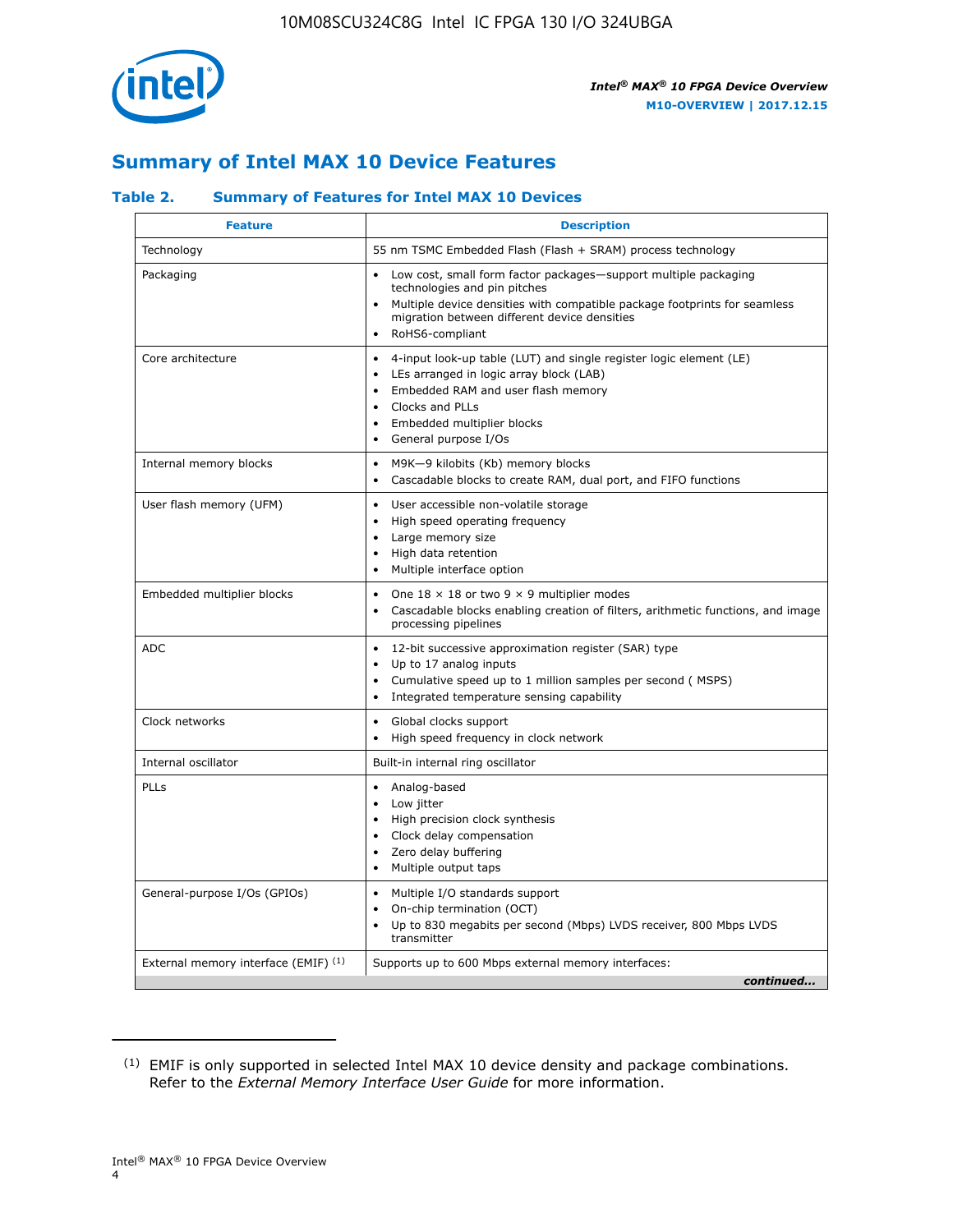## Summary of Intel MAX 10 Device Features

### Table 2. Summary of Features for Intel MAX 10 Devices

| Feature | Description |
| --- | --- |
| Technology | 55 nm TSMC Embedded Flash (Flash + SRAM) process technology |
| Packaging | • Low cost, small form factor packages—support multiple packaging technologies and pin pitches<br>• Multiple device densities with compatible package footprints for seamless migration between different device densities<br>• RoHS6-compliant |
| Core architecture | • 4-input look-up table (LUT) and single register logic element (LE)<br>• LEs arranged in logic array block (LAB)<br>• Embedded RAM and user flash memory<br>• Clocks and PLLs<br>• Embedded multiplier blocks<br>• General purpose I/Os |
| Internal memory blocks | • M9K—9 kilobits (Kb) memory blocks<br>• Cascadable blocks to create RAM, dual port, and FIFO functions |
| User flash memory (UFM) | • User accessible non-volatile storage<br>• High speed operating frequency<br>• Large memory size<br>• High data retention<br>• Multiple interface option |
| Embedded multiplier blocks | • One 18 × 18 or two 9 × 9 multiplier modes<br>• Cascadable blocks enabling creation of filters, arithmetic functions, and image processing pipelines |
| ADC | • 12-bit successive approximation register (SAR) type<br>• Up to 17 analog inputs<br>• Cumulative speed up to 1 million samples per second ( MSPS)<br>• Integrated temperature sensing capability |
| Clock networks | • Global clocks support<br>• High speed frequency in clock network |
| Internal oscillator | Built-in internal ring oscillator |
| PLLs | • Analog-based<br>• Low jitter<br>• High precision clock synthesis<br>• Clock delay compensation<br>• Zero delay buffering<br>• Multiple output taps |
| General-purpose I/Os (GPIOs) | • Multiple I/O standards support<br>• On-chip termination (OCT)<br>• Up to 830 megabits per second (Mbps) LVDS receiver, 800 Mbps LVDS transmitter |
| External memory interface (EMIF) [1] | Supports up to 600 Mbps external memory interfaces: |

*continued...*

[1] EMIF is only supported in selected Intel MAX 10 device density and package combinations. Refer to the *External Memory Interface User Guide* for more information.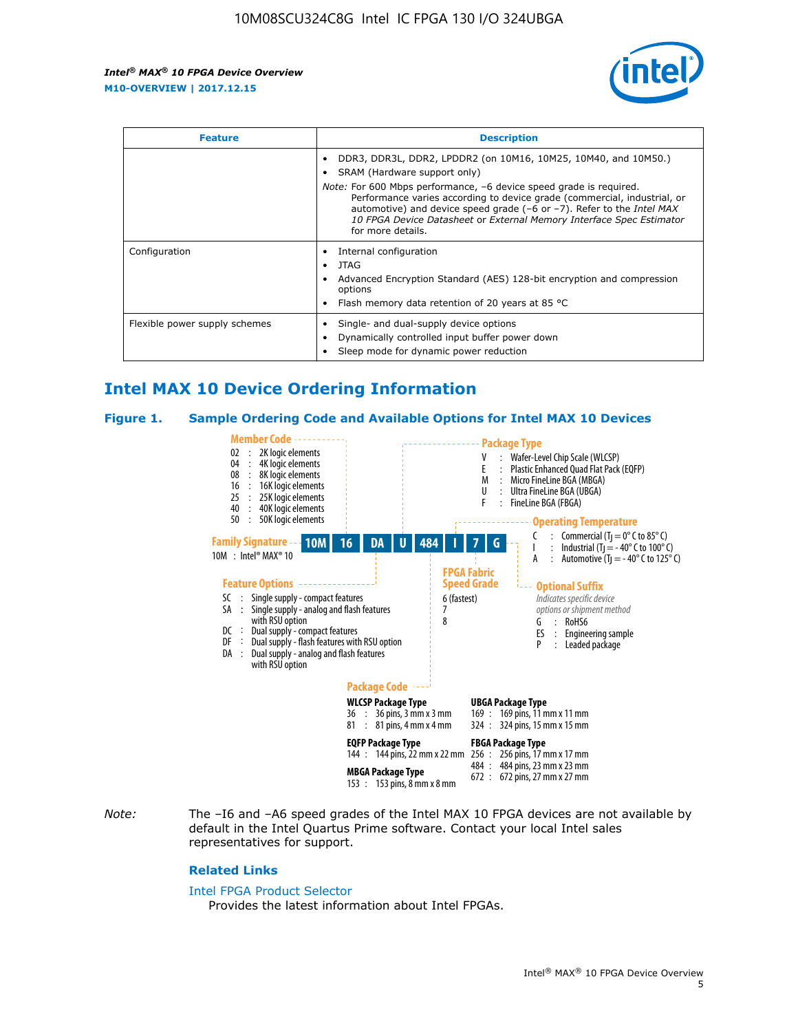| Feature | Description |
| --- | --- |
| | • DDR3, DDR3L, DDR2, LPDDR2 (on 10M16, 10M25, 10M40, and 10M50.)<br>• SRAM (Hardware support only)<br>*Note:* For 600 Mbps performance, –6 device speed grade is required. Performance varies according to device grade (commercial, industrial, or automotive) and device speed grade (–6 or –7). Refer to the *Intel MAX 10 FPGA Device Datasheet* or *External Memory Interface Spec Estimator* for more details. |
| Configuration | • Internal configuration<br>• JTAG<br>• Advanced Encryption Standard (AES) 128-bit encryption and compression options<br>• Flash memory data retention of 20 years at 85 °C |
| Flexible power supply schemes | • Single- and dual-supply device options<br>• Dynamically controlled input buffer power down<br>• Sleep mode for dynamic power reduction |

## Intel MAX 10 Device Ordering Information

### Figure 1. Sample Ordering Code and Available Options for Intel MAX 10 Devices

Sample ordering code: **10M 16 DA U 484 I 7 G**

**Family Signature**
10M : Intel® MAX® 10

**Member Code**
- 02 : 2K logic elements
- 04 : 4K logic elements
- 08 : 8K logic elements
- 16 : 16K logic elements
- 25 : 25K logic elements
- 40 : 40K logic elements
- 50 : 50K logic elements

**Feature Options**
- SC : Single supply - compact features
- SA : Single supply - analog and flash features with RSU option
- DC : Dual supply - compact features
- DF : Dual supply - flash features with RSU option
- DA : Dual supply - analog and flash features with RSU option

**Package Type**
- V : Wafer-Level Chip Scale (WLCSP)
- E : Plastic Enhanced Quad Flat Pack (EQFP)
- M : Micro FineLine BGA (MBGA)
- U : Ultra FineLine BGA (UBGA)
- F : FineLine BGA (FBGA)

**Package Code**

WLCSP Package Type
- 36 : 36 pins, 3 mm x 3 mm
- 81 : 81 pins, 4 mm x 4 mm

EQFP Package Type
- 144 : 144 pins, 22 mm x 22 mm

MBGA Package Type
- 153 : 153 pins, 8 mm x 8 mm

UBGA Package Type
- 169 : 169 pins, 11 mm x 11 mm
- 324 : 324 pins, 15 mm x 15 mm

FBGA Package Type
- 256 : 256 pins, 17 mm x 17 mm
- 484 : 484 pins, 23 mm x 23 mm
- 672 : 672 pins, 27 mm x 27 mm

**Operating Temperature**
- C : Commercial ($T_J$ = 0° C to 85° C)
- I : Industrial ($T_J$ = - 40° C to 100° C)
- A : Automotive ($T_J$ = - 40° C to 125° C)

**FPGA Fabric Speed Grade**
- 6 (fastest)
- 7
- 8

**Optional Suffix**
*Indicates specific device options or shipment method*
- G : RoHS6
- ES : Engineering sample
- P : Leaded package

*Note:* The –I6 and –A6 speed grades of the Intel MAX 10 FPGA devices are not available by default in the Intel Quartus Prime software. Contact your local Intel sales representatives for support.

### Related Links

Intel FPGA Product Selector
Provides the latest information about Intel FPGAs.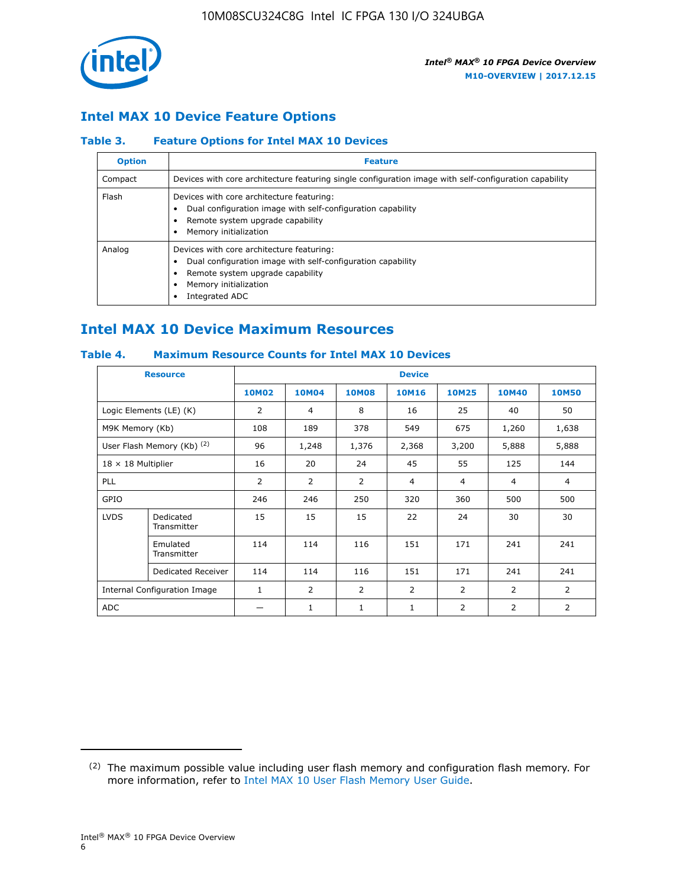## Intel MAX 10 Device Feature Options

### Table 3. Feature Options for Intel MAX 10 Devices

| Option | Feature |
|---|---|
| Compact | Devices with core architecture featuring single configuration image with self-configuration capability |
| Flash | Devices with core architecture featuring:<br>• Dual configuration image with self-configuration capability<br>• Remote system upgrade capability<br>• Memory initialization |
| Analog | Devices with core architecture featuring:<br>• Dual configuration image with self-configuration capability<br>• Remote system upgrade capability<br>• Memory initialization<br>• Integrated ADC |

## Intel MAX 10 Device Maximum Resources

### Table 4. Maximum Resource Counts for Intel MAX 10 Devices

| Resource | | Device | | | | | | |
|---|---|---|---|---|---|---|---|---|
| | | 10M02 | 10M04 | 10M08 | 10M16 | 10M25 | 10M40 | 10M50 |
| Logic Elements (LE) (K) | | 2 | 4 | 8 | 16 | 25 | 40 | 50 |
| M9K Memory (Kb) | | 108 | 189 | 378 | 549 | 675 | 1,260 | 1,638 |
| User Flash Memory (Kb) (2) | | 96 | 1,248 | 1,376 | 2,368 | 3,200 | 5,888 | 5,888 |
| 18 × 18 Multiplier | | 16 | 20 | 24 | 45 | 55 | 125 | 144 |
| PLL | | 2 | 2 | 2 | 4 | 4 | 4 | 4 |
| GPIO | | 246 | 246 | 250 | 320 | 360 | 500 | 500 |
| LVDS | Dedicated Transmitter | 15 | 15 | 15 | 22 | 24 | 30 | 30 |
| | Emulated Transmitter | 114 | 114 | 116 | 151 | 171 | 241 | 241 |
| | Dedicated Receiver | 114 | 114 | 116 | 151 | 171 | 241 | 241 |
| Internal Configuration Image | | 1 | 2 | 2 | 2 | 2 | 2 | 2 |
| ADC | | — | 1 | 1 | 1 | 2 | 2 | 2 |

(2) The maximum possible value including user flash memory and configuration flash memory. For more information, refer to Intel MAX 10 User Flash Memory User Guide.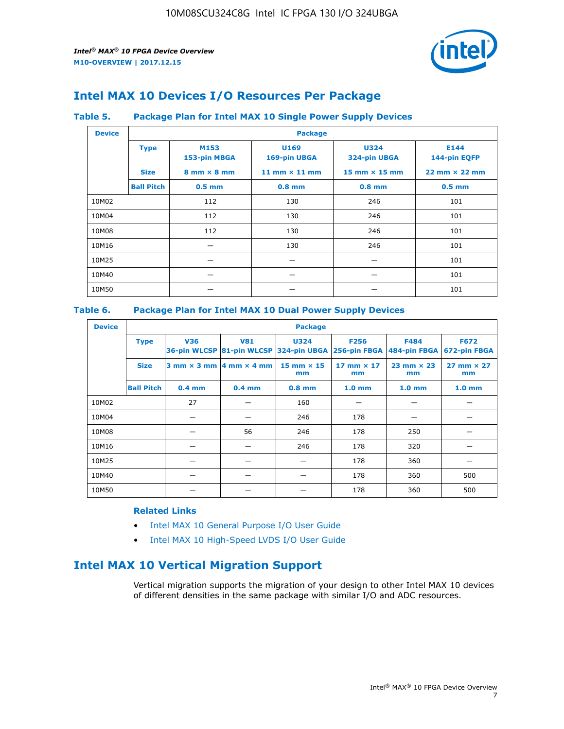## Intel MAX 10 Devices I/O Resources Per Package

**Table 5. Package Plan for Intel MAX 10 Single Power Supply Devices**

| Device | Package | | | | |
|---|---|---|---|---|---|
| | **Type** | **M153 153-pin MBGA** | **U169 169-pin UBGA** | **U324 324-pin UBGA** | **E144 144-pin EQFP** |
| | **Size** | **8 mm × 8 mm** | **11 mm × 11 mm** | **15 mm × 15 mm** | **22 mm × 22 mm** |
| | **Ball Pitch** | **0.5 mm** | **0.8 mm** | **0.8 mm** | **0.5 mm** |
| 10M02 | | 112 | 130 | 246 | 101 |
| 10M04 | | 112 | 130 | 246 | 101 |
| 10M08 | | 112 | 130 | 246 | 101 |
| 10M16 | | — | 130 | 246 | 101 |
| 10M25 | | — | — | — | 101 |
| 10M40 | | — | — | — | 101 |
| 10M50 | | — | — | — | 101 |

**Table 6. Package Plan for Intel MAX 10 Dual Power Supply Devices**

| Device | Package | | | | | | |
|---|---|---|---|---|---|---|---|
| | **Type** | **V36 36-pin WLCSP** | **V81 81-pin WLCSP** | **U324 324-pin UBGA** | **F256 256-pin FBGA** | **F484 484-pin FBGA** | **F672 672-pin FBGA** |
| | **Size** | **3 mm × 3 mm** | **4 mm × 4 mm** | **15 mm × 15 mm** | **17 mm × 17 mm** | **23 mm × 23 mm** | **27 mm × 27 mm** |
| | **Ball Pitch** | **0.4 mm** | **0.4 mm** | **0.8 mm** | **1.0 mm** | **1.0 mm** | **1.0 mm** |
| 10M02 | | 27 | — | 160 | — | — | — |
| 10M04 | | — | — | 246 | 178 | — | — |
| 10M08 | | — | 56 | 246 | 178 | 250 | — |
| 10M16 | | — | — | 246 | 178 | 320 | — |
| 10M25 | | — | — | — | 178 | 360 | — |
| 10M40 | | — | — | — | 178 | 360 | 500 |
| 10M50 | | — | — | — | 178 | 360 | 500 |

**Related Links**

- Intel MAX 10 General Purpose I/O User Guide
- Intel MAX 10 High-Speed LVDS I/O User Guide

## Intel MAX 10 Vertical Migration Support

Vertical migration supports the migration of your design to other Intel MAX 10 devices of different densities in the same package with similar I/O and ADC resources.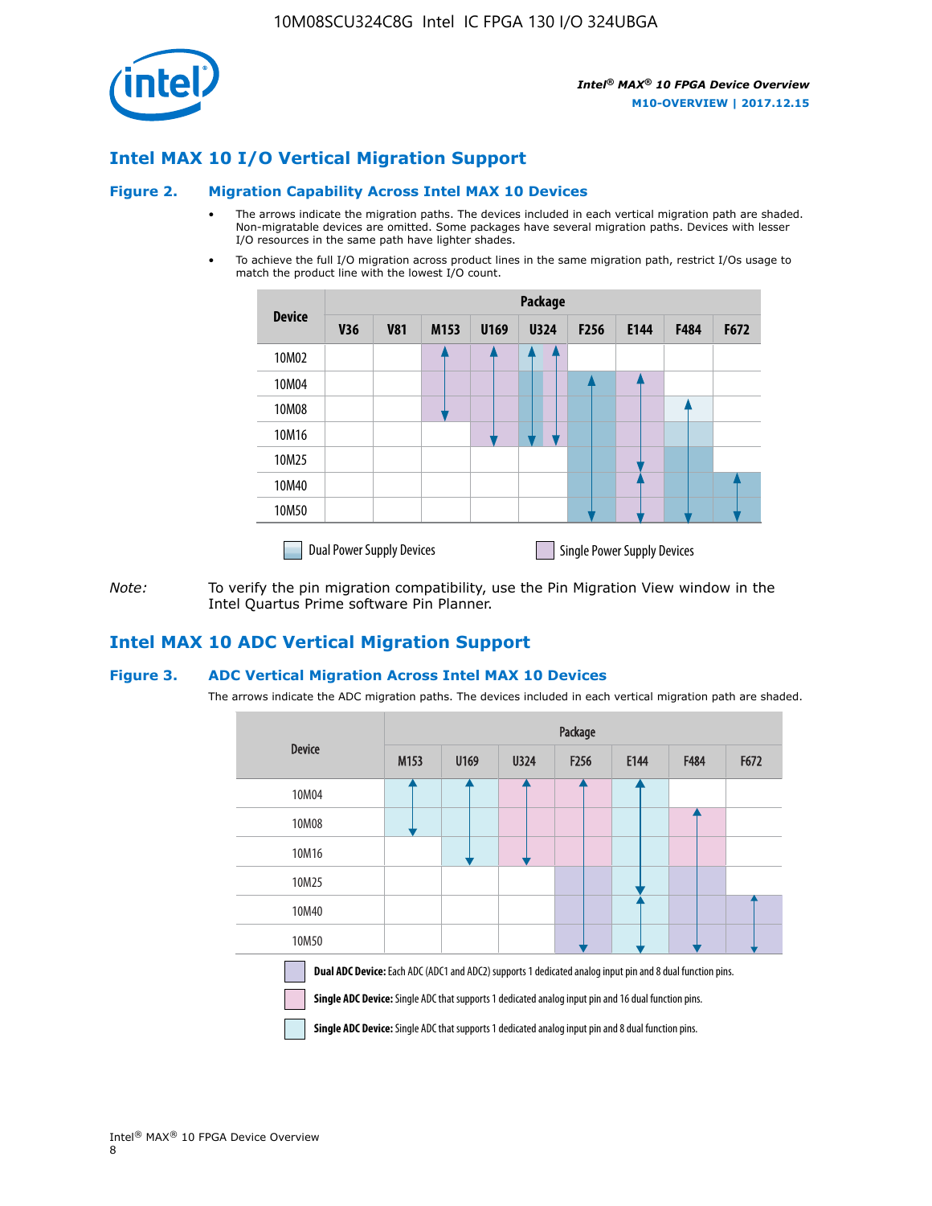## Intel MAX 10 I/O Vertical Migration Support

### Figure 2. Migration Capability Across Intel MAX 10 Devices

- The arrows indicate the migration paths. The devices included in each vertical migration path are shaded. Non-migratable devices are omitted. Some packages have several migration paths. Devices with lesser I/O resources in the same path have lighter shades.
- To achieve the full I/O migration across product lines in the same migration path, restrict I/Os usage to match the product line with the lowest I/O count.

| Device | Package | | | | | | | | |
|---|---|---|---|---|---|---|---|---|---|
| | V36 | V81 | M153 | U169 | U324 | F256 | E144 | F484 | F672 |
| 10M02 | | | | | | | | | |
| 10M04 | | | | | | | | | |
| 10M08 | | | | | | | | | |
| 10M16 | | | | | | | | | |
| 10M25 | | | | | | | | | |
| 10M40 | | | | | | | | | |
| 10M50 | | | | | | | | | |

Dual Power Supply Devices    Single Power Supply Devices

*Note:* To verify the pin migration compatibility, use the Pin Migration View window in the Intel Quartus Prime software Pin Planner.

## Intel MAX 10 ADC Vertical Migration Support

### Figure 3. ADC Vertical Migration Across Intel MAX 10 Devices

The arrows indicate the ADC migration paths. The devices included in each vertical migration path are shaded.

| Device | Package | | | | | | |
|---|---|---|---|---|---|---|---|
| | M153 | U169 | U324 | F256 | E144 | F484 | F672 |
| 10M04 | | | | | | | |
| 10M08 | | | | | | | |
| 10M16 | | | | | | | |
| 10M25 | | | | | | | |
| 10M40 | | | | | | | |
| 10M50 | | | | | | | |

**Dual ADC Device:** Each ADC (ADC1 and ADC2) supports 1 dedicated analog input pin and 8 dual function pins.

**Single ADC Device:** Single ADC that supports 1 dedicated analog input pin and 16 dual function pins.

**Single ADC Device:** Single ADC that supports 1 dedicated analog input pin and 8 dual function pins.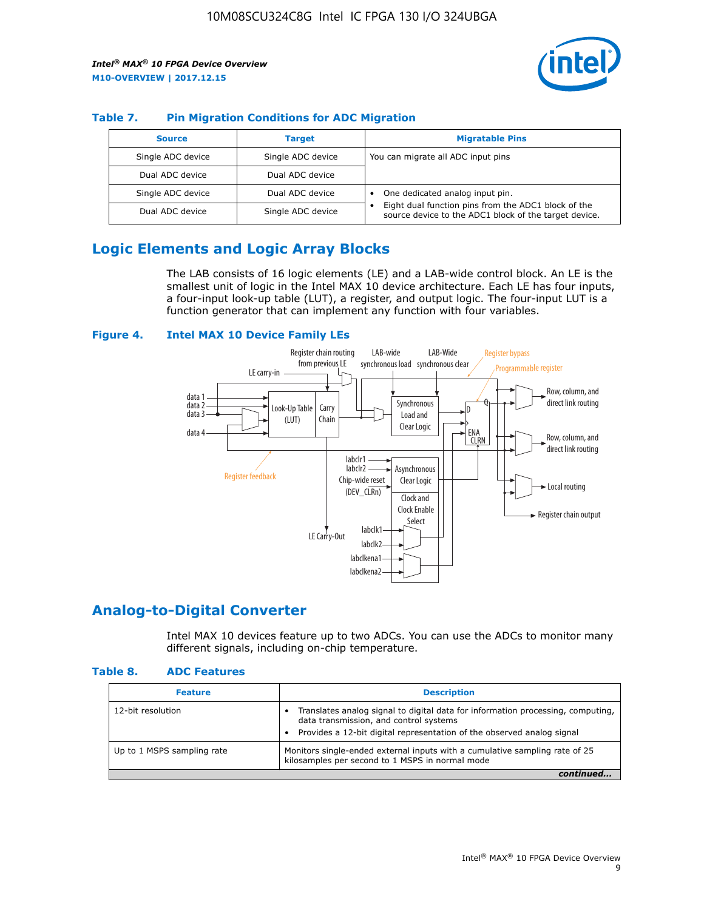### Table 7. Pin Migration Conditions for ADC Migration

| Source | Target | Migratable Pins |
|---|---|---|
| Single ADC device | Single ADC device | You can migrate all ADC input pins |
| Dual ADC device | Dual ADC device | |
| Single ADC device | Dual ADC device | • One dedicated analog input pin. • Eight dual function pins from the ADC1 block of the source device to the ADC1 block of the target device. |
| Dual ADC device | Single ADC device | |

## Logic Elements and Logic Array Blocks

The LAB consists of 16 logic elements (LE) and a LAB-wide control block. An LE is the smallest unit of logic in the Intel MAX 10 device architecture. Each LE has four inputs, a four-input look-up table (LUT), a register, and output logic. The four-input LUT is a function generator that can implement any function with four variables.

### Figure 4. Intel MAX 10 Device Family LEs

## Analog-to-Digital Converter

Intel MAX 10 devices feature up to two ADCs. You can use the ADCs to monitor many different signals, including on-chip temperature.

### Table 8. ADC Features

| Feature | Description |
|---|---|
| 12-bit resolution | • Translates analog signal to digital data for information processing, computing, data transmission, and control systems • Provides a 12-bit digital representation of the observed analog signal |
| Up to 1 MSPS sampling rate | Monitors single-ended external inputs with a cumulative sampling rate of 25 kilosamples per second to 1 MSPS in normal mode |

*continued...*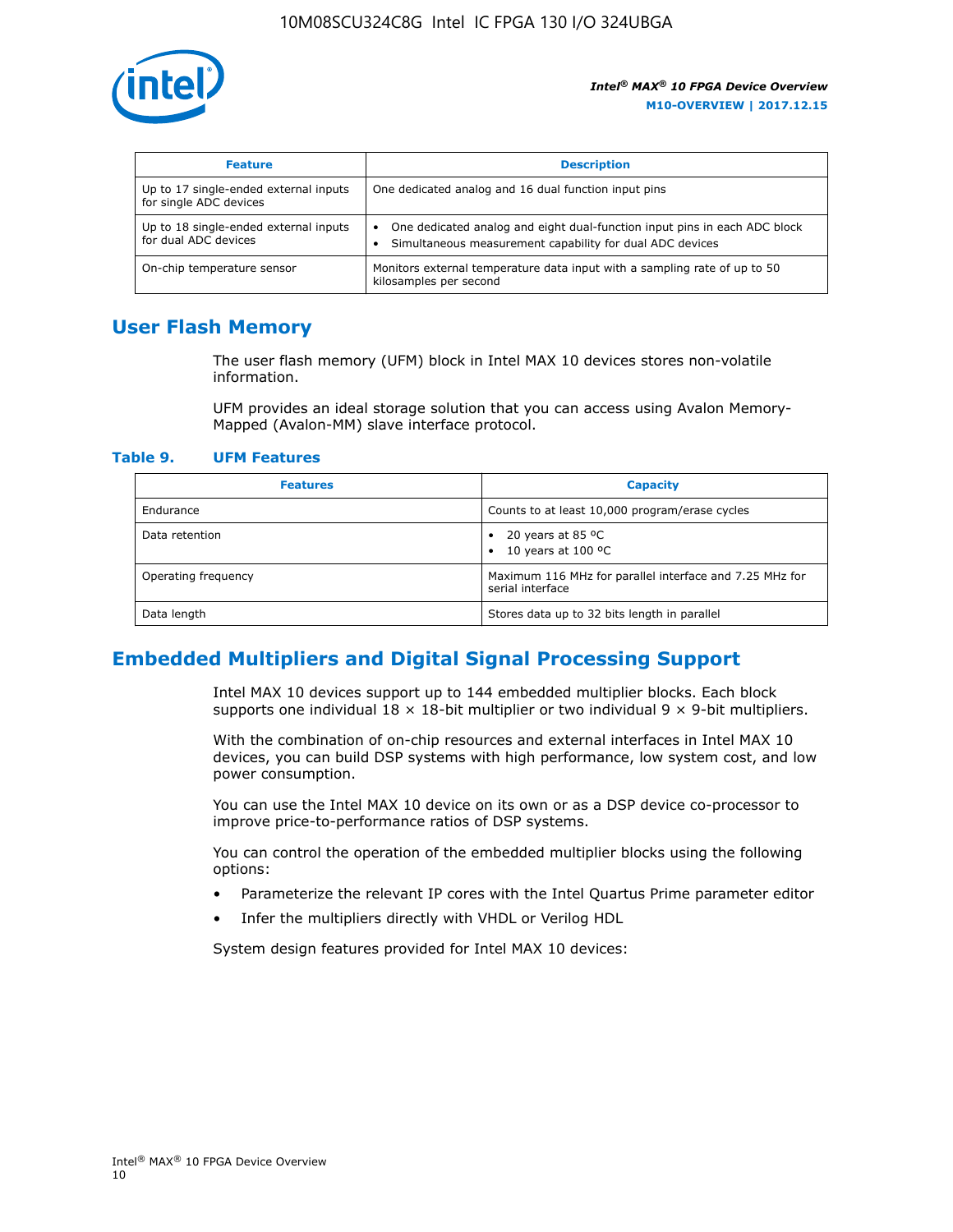| Feature | Description |
| --- | --- |
| Up to 17 single-ended external inputs for single ADC devices | One dedicated analog and 16 dual function input pins |
| Up to 18 single-ended external inputs for dual ADC devices | • One dedicated analog and eight dual-function input pins in each ADC block<br>• Simultaneous measurement capability for dual ADC devices |
| On-chip temperature sensor | Monitors external temperature data input with a sampling rate of up to 50 kilosamples per second |

## User Flash Memory

The user flash memory (UFM) block in Intel MAX 10 devices stores non-volatile information.

UFM provides an ideal storage solution that you can access using Avalon Memory-Mapped (Avalon-MM) slave interface protocol.

**Table 9. UFM Features**

| Features | Capacity |
| --- | --- |
| Endurance | Counts to at least 10,000 program/erase cycles |
| Data retention | • 20 years at 85 ºC<br>• 10 years at 100 ºC |
| Operating frequency | Maximum 116 MHz for parallel interface and 7.25 MHz for serial interface |
| Data length | Stores data up to 32 bits length in parallel |

## Embedded Multipliers and Digital Signal Processing Support

Intel MAX 10 devices support up to 144 embedded multiplier blocks. Each block supports one individual 18 × 18-bit multiplier or two individual 9 × 9-bit multipliers.

With the combination of on-chip resources and external interfaces in Intel MAX 10 devices, you can build DSP systems with high performance, low system cost, and low power consumption.

You can use the Intel MAX 10 device on its own or as a DSP device co-processor to improve price-to-performance ratios of DSP systems.

You can control the operation of the embedded multiplier blocks using the following options:

- Parameterize the relevant IP cores with the Intel Quartus Prime parameter editor
- Infer the multipliers directly with VHDL or Verilog HDL

System design features provided for Intel MAX 10 devices: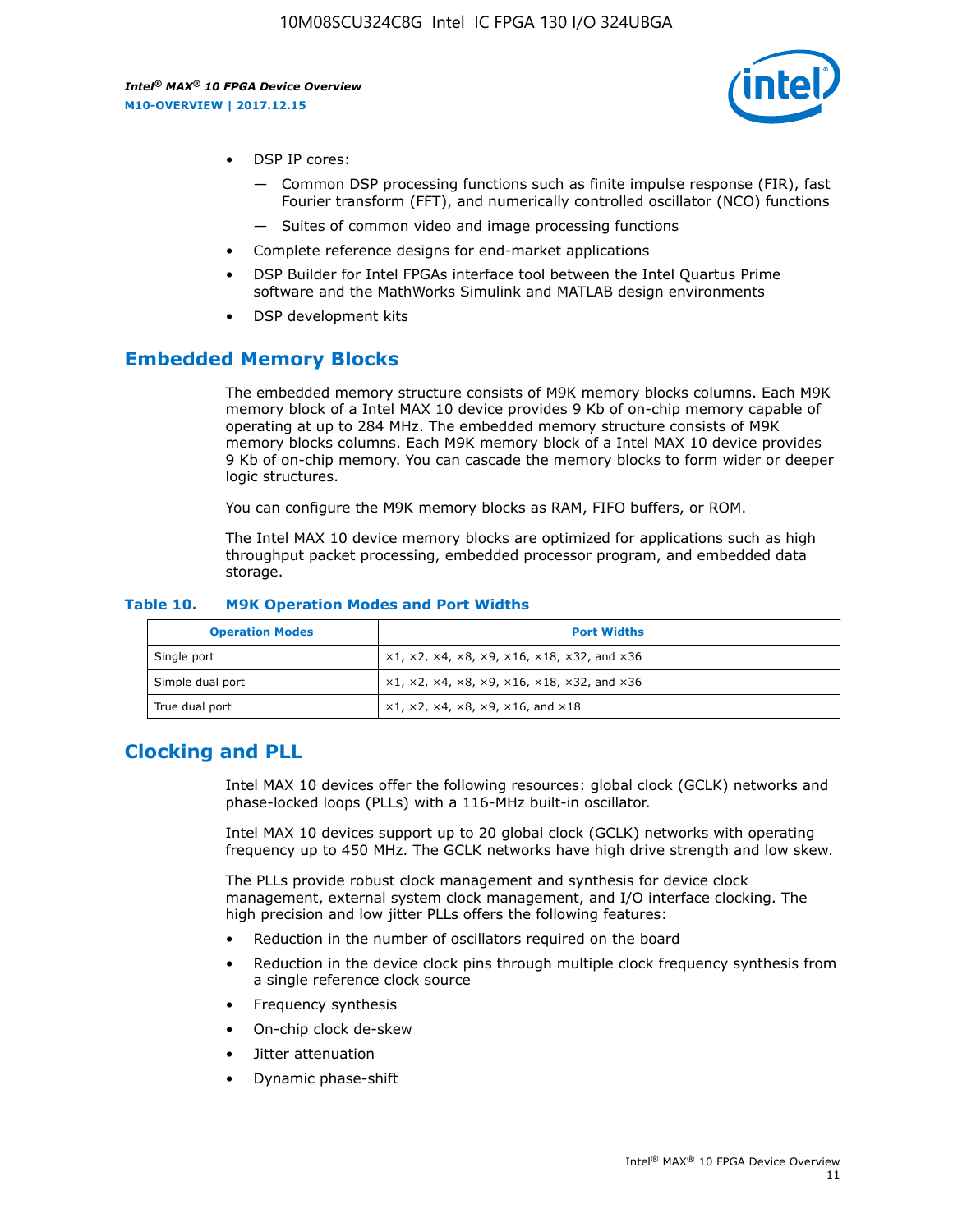- DSP IP cores:
  - Common DSP processing functions such as finite impulse response (FIR), fast Fourier transform (FFT), and numerically controlled oscillator (NCO) functions
  - Suites of common video and image processing functions
- Complete reference designs for end-market applications
- DSP Builder for Intel FPGAs interface tool between the Intel Quartus Prime software and the MathWorks Simulink and MATLAB design environments
- DSP development kits

## Embedded Memory Blocks

The embedded memory structure consists of M9K memory blocks columns. Each M9K memory block of a Intel MAX 10 device provides 9 Kb of on-chip memory capable of operating at up to 284 MHz. The embedded memory structure consists of M9K memory blocks columns. Each M9K memory block of a Intel MAX 10 device provides 9 Kb of on-chip memory. You can cascade the memory blocks to form wider or deeper logic structures.

You can configure the M9K memory blocks as RAM, FIFO buffers, or ROM.

The Intel MAX 10 device memory blocks are optimized for applications such as high throughput packet processing, embedded processor program, and embedded data storage.

**Table 10. M9K Operation Modes and Port Widths**

| Operation Modes | Port Widths |
|---|---|
| Single port | ×1, ×2, ×4, ×8, ×9, ×16, ×18, ×32, and ×36 |
| Simple dual port | ×1, ×2, ×4, ×8, ×9, ×16, ×18, ×32, and ×36 |
| True dual port | ×1, ×2, ×4, ×8, ×9, ×16, and ×18 |

## Clocking and PLL

Intel MAX 10 devices offer the following resources: global clock (GCLK) networks and phase-locked loops (PLLs) with a 116-MHz built-in oscillator.

Intel MAX 10 devices support up to 20 global clock (GCLK) networks with operating frequency up to 450 MHz. The GCLK networks have high drive strength and low skew.

The PLLs provide robust clock management and synthesis for device clock management, external system clock management, and I/O interface clocking. The high precision and low jitter PLLs offers the following features:

- Reduction in the number of oscillators required on the board
- Reduction in the device clock pins through multiple clock frequency synthesis from a single reference clock source
- Frequency synthesis
- On-chip clock de-skew
- Jitter attenuation
- Dynamic phase-shift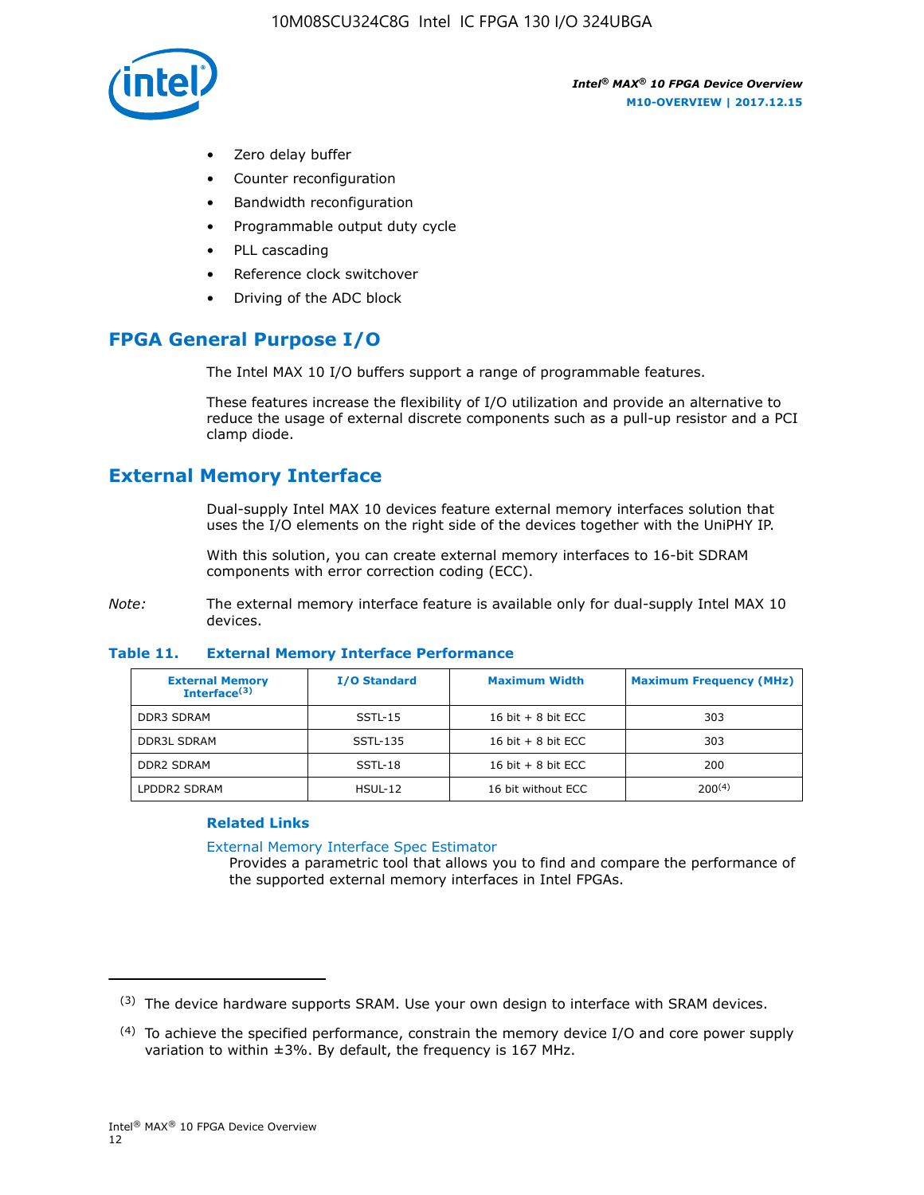- Zero delay buffer
- Counter reconfiguration
- Bandwidth reconfiguration
- Programmable output duty cycle
- PLL cascading
- Reference clock switchover
- Driving of the ADC block

## FPGA General Purpose I/O

The Intel MAX 10 I/O buffers support a range of programmable features.

These features increase the flexibility of I/O utilization and provide an alternative to reduce the usage of external discrete components such as a pull-up resistor and a PCI clamp diode.

## External Memory Interface

Dual-supply Intel MAX 10 devices feature external memory interfaces solution that uses the I/O elements on the right side of the devices together with the UniPHY IP.

With this solution, you can create external memory interfaces to 16-bit SDRAM components with error correction coding (ECC).

*Note:* The external memory interface feature is available only for dual-supply Intel MAX 10 devices.

**Table 11. External Memory Interface Performance**

| External Memory Interface[3] | I/O Standard | Maximum Width | Maximum Frequency (MHz) |
|---|---|---|---|
| DDR3 SDRAM | SSTL-15 | 16 bit + 8 bit ECC | 303 |
| DDR3L SDRAM | SSTL-135 | 16 bit + 8 bit ECC | 303 |
| DDR2 SDRAM | SSTL-18 | 16 bit + 8 bit ECC | 200 |
| LPDDR2 SDRAM | HSUL-12 | 16 bit without ECC | 200[4] |

### Related Links

External Memory Interface Spec Estimator
Provides a parametric tool that allows you to find and compare the performance of the supported external memory interfaces in Intel FPGAs.

(3) The device hardware supports SRAM. Use your own design to interface with SRAM devices.

(4) To achieve the specified performance, constrain the memory device I/O and core power supply variation to within ±3%. By default, the frequency is 167 MHz.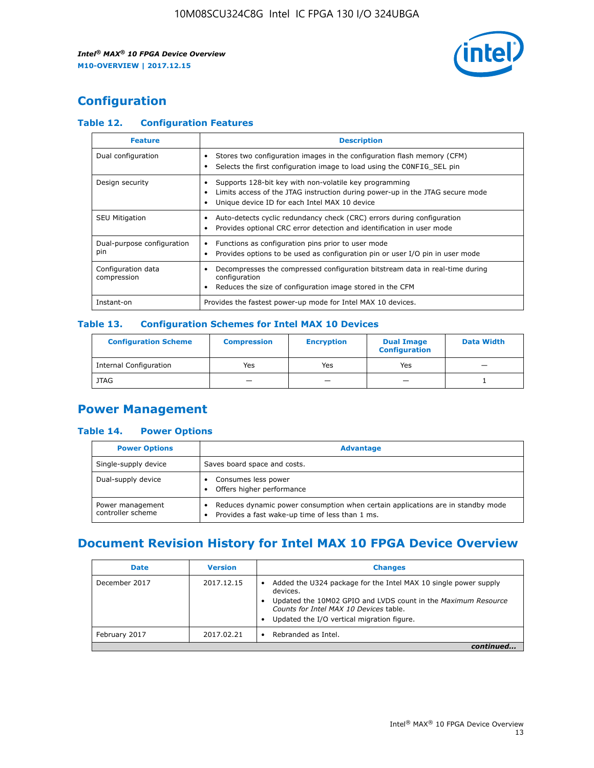## Configuration

### Table 12. Configuration Features

| Feature | Description |
|---|---|
| Dual configuration | • Stores two configuration images in the configuration flash memory (CFM)<br>• Selects the first configuration image to load using the CONFIG_SEL pin |
| Design security | • Supports 128-bit key with non-volatile key programming<br>• Limits access of the JTAG instruction during power-up in the JTAG secure mode<br>• Unique device ID for each Intel MAX 10 device |
| SEU Mitigation | • Auto-detects cyclic redundancy check (CRC) errors during configuration<br>• Provides optional CRC error detection and identification in user mode |
| Dual-purpose configuration pin | • Functions as configuration pins prior to user mode<br>• Provides options to be used as configuration pin or user I/O pin in user mode |
| Configuration data compression | • Decompresses the compressed configuration bitstream data in real-time during configuration<br>• Reduces the size of configuration image stored in the CFM |
| Instant-on | Provides the fastest power-up mode for Intel MAX 10 devices. |

### Table 13. Configuration Schemes for Intel MAX 10 Devices

| Configuration Scheme | Compression | Encryption | Dual Image Configuration | Data Width |
|---|---|---|---|---|
| Internal Configuration | Yes | Yes | Yes | — |
| JTAG | — | — | — | 1 |

## Power Management

### Table 14. Power Options

| Power Options | Advantage |
|---|---|
| Single-supply device | Saves board space and costs. |
| Dual-supply device | • Consumes less power<br>• Offers higher performance |
| Power management controller scheme | • Reduces dynamic power consumption when certain applications are in standby mode<br>• Provides a fast wake-up time of less than 1 ms. |

## Document Revision History for Intel MAX 10 FPGA Device Overview

| Date | Version | Changes |
|---|---|---|
| December 2017 | 2017.12.15 | • Added the U324 package for the Intel MAX 10 single power supply devices.<br>• Updated the 10M02 GPIO and LVDS count in the *Maximum Resource Counts for Intel MAX 10 Devices* table.<br>• Updated the I/O vertical migration figure. |
| February 2017 | 2017.02.21 | • Rebranded as Intel. |

*continued...*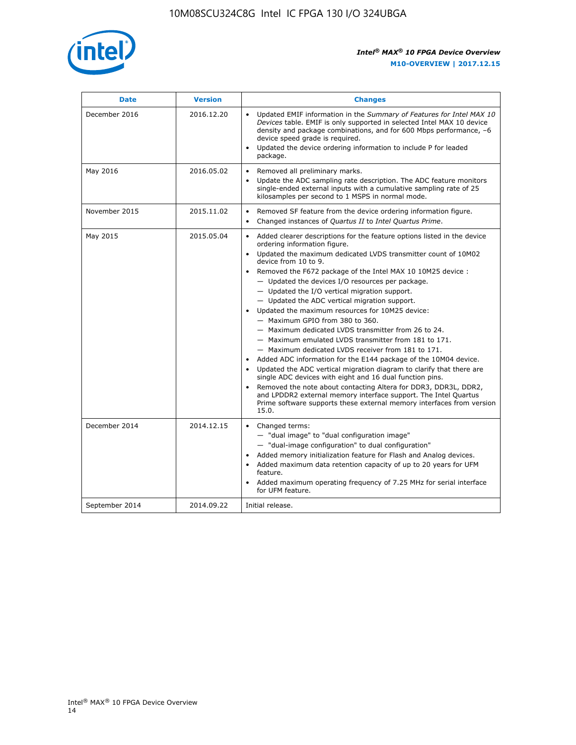| Date | Version | Changes |
| --- | --- | --- |
| December 2016 | 2016.12.20 | • Updated EMIF information in the *Summary of Features for Intel MAX 10 Devices* table. EMIF is only supported in selected Intel MAX 10 device density and package combinations, and for 600 Mbps performance, –6 device speed grade is required.<br>• Updated the device ordering information to include P for leaded package. |
| May 2016 | 2016.05.02 | • Removed all preliminary marks.<br>• Update the ADC sampling rate description. The ADC feature monitors single-ended external inputs with a cumulative sampling rate of 25 kilosamples per second to 1 MSPS in normal mode. |
| November 2015 | 2015.11.02 | • Removed SF feature from the device ordering information figure.<br>• Changed instances of *Quartus II* to *Intel Quartus Prime*. |
| May 2015 | 2015.05.04 | • Added clearer descriptions for the feature options listed in the device ordering information figure.<br>• Updated the maximum dedicated LVDS transmitter count of 10M02 device from 10 to 9.<br>• Removed the F672 package of the Intel MAX 10 10M25 device :<br>— Updated the devices I/O resources per package.<br>— Updated the I/O vertical migration support.<br>— Updated the ADC vertical migration support.<br>• Updated the maximum resources for 10M25 device:<br>— Maximum GPIO from 380 to 360.<br>— Maximum dedicated LVDS transmitter from 26 to 24.<br>— Maximum emulated LVDS transmitter from 181 to 171.<br>— Maximum dedicated LVDS receiver from 181 to 171.<br>• Added ADC information for the E144 package of the 10M04 device.<br>• Updated the ADC vertical migration diagram to clarify that there are single ADC devices with eight and 16 dual function pins.<br>• Removed the note about contacting Altera for DDR3, DDR3L, DDR2, and LPDDR2 external memory interface support. The Intel Quartus Prime software supports these external memory interfaces from version 15.0. |
| December 2014 | 2014.12.15 | • Changed terms:<br>— "dual image" to "dual configuration image"<br>— "dual-image configuration" to dual configuration"<br>• Added memory initialization feature for Flash and Analog devices.<br>• Added maximum data retention capacity of up to 20 years for UFM feature.<br>• Added maximum operating frequency of 7.25 MHz for serial interface for UFM feature. |
| September 2014 | 2014.09.22 | Initial release. |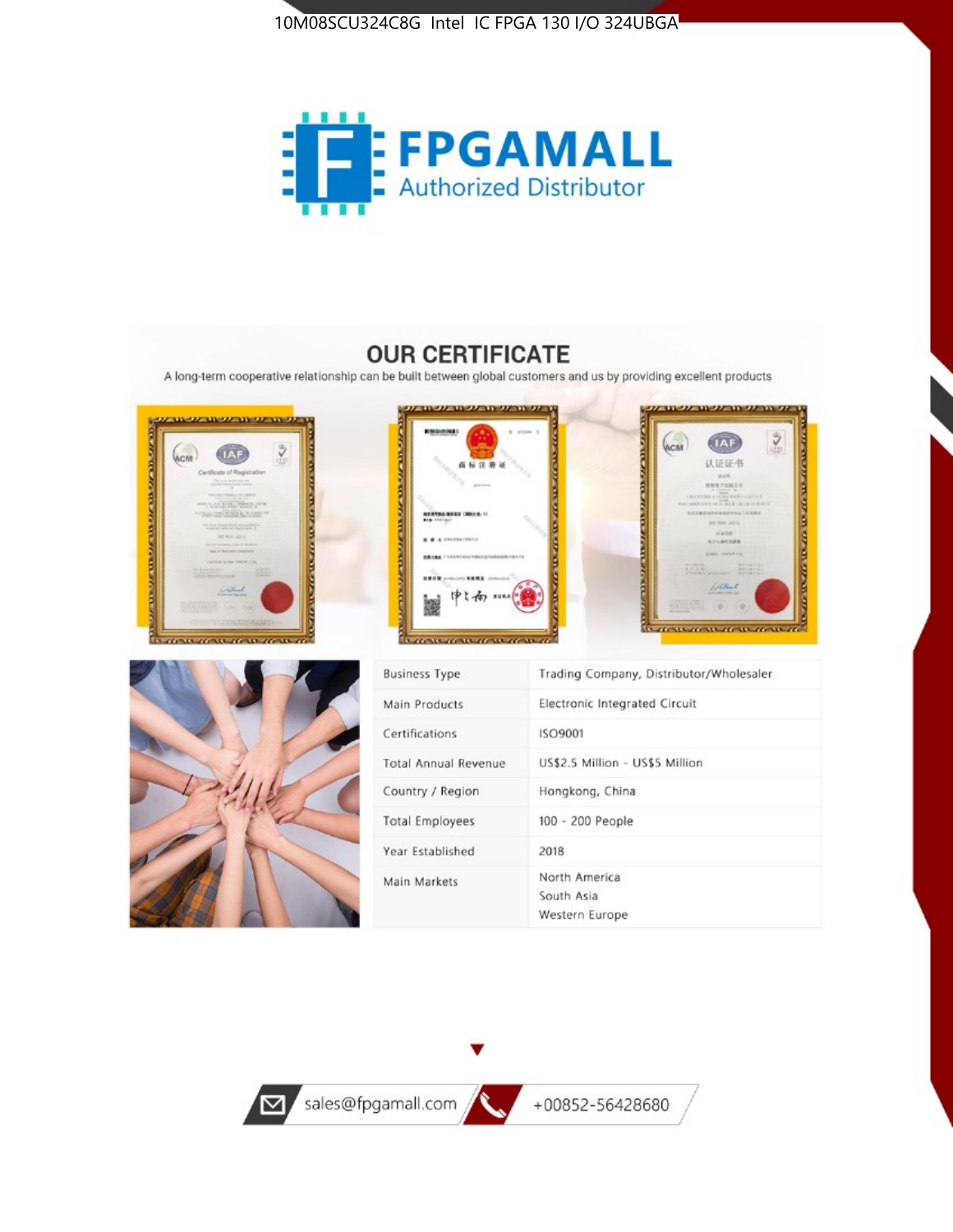FPGAMALL
Authorized Distributor

## OUR CERTIFICATE

A long-term cooperative relationship can be built between global customers and us by providing excellent products

| | |
|---|---|
| Business Type | Trading Company, Distributor/Wholesaler |
| Main Products | Electronic Integrated Circuit |
| Certifications | ISO9001 |
| Total Annual Revenue | US$2.5 Million - US$5 Million |
| Country / Region | Hongkong, China |
| Total Employees | 100 - 200 People |
| Year Established | 2018 |
| Main Markets | North America<br>South Asia<br>Western Europe |

sales@fpgamall.com

+00852-56428680